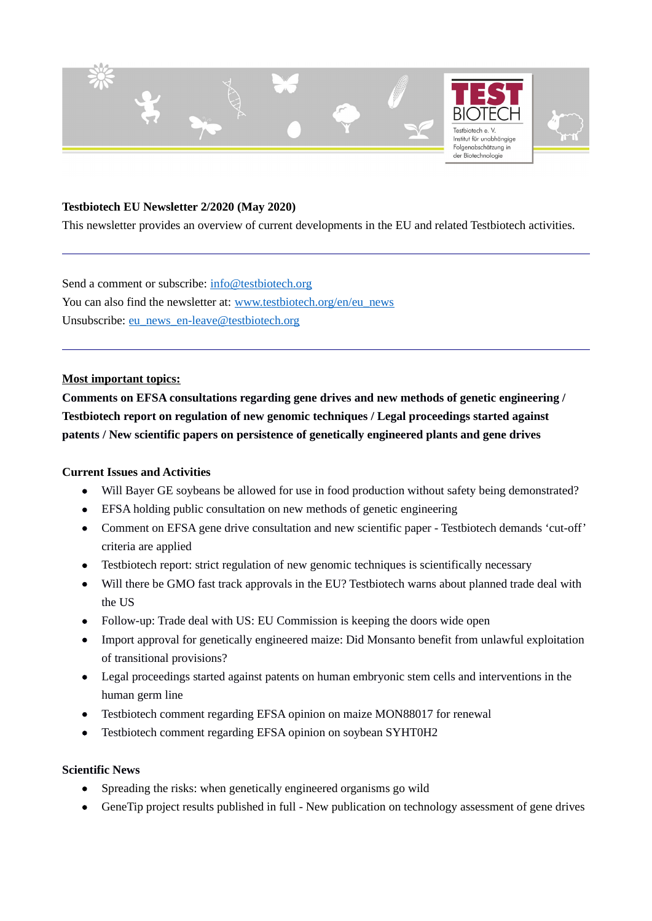**Testbiotech EU Newsletter 2/2020 (May 2020)**

This newsletter provides an overview of current developments in the EU and related Testbiotech activities.

---

Send a comment or subscribe: info@testbiotech.org
You can also find the newsletter at: www.testbiotech.org/en/eu_news
Unsubscribe: eu_news_en-leave@testbiotech.org

---

**Most important topics:**

**Comments on EFSA consultations regarding gene drives and new methods of genetic engineering / Testbiotech report on regulation of new genomic techniques / Legal proceedings started against patents / New scientific papers on persistence of genetically engineered plants and gene drives**

**Current Issues and Activities**

- Will Bayer GE soybeans be allowed for use in food production without safety being demonstrated?
- EFSA holding public consultation on new methods of genetic engineering
- Comment on EFSA gene drive consultation and new scientific paper - Testbiotech demands 'cut-off' criteria are applied
- Testbiotech report: strict regulation of new genomic techniques is scientifically necessary
- Will there be GMO fast track approvals in the EU? Testbiotech warns about planned trade deal with the US
- Follow-up: Trade deal with US: EU Commission is keeping the doors wide open
- Import approval for genetically engineered maize: Did Monsanto benefit from unlawful exploitation of transitional provisions?
- Legal proceedings started against patents on human embryonic stem cells and interventions in the human germ line
- Testbiotech comment regarding EFSA opinion on maize MON88017 for renewal
- Testbiotech comment regarding EFSA opinion on soybean SYHT0H2

**Scientific News**

- Spreading the risks: when genetically engineered organisms go wild
- GeneTip project results published in full - New publication on technology assessment of gene drives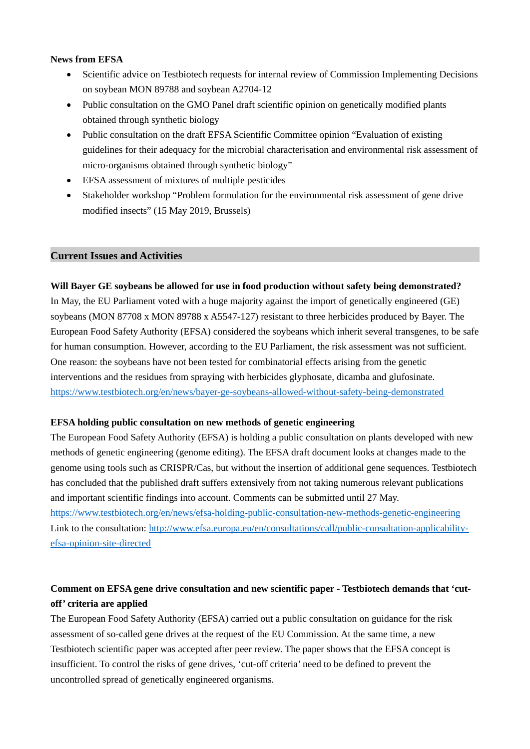**News from EFSA**

- Scientific advice on Testbiotech requests for internal review of Commission Implementing Decisions on soybean MON 89788 and soybean A2704-12
- Public consultation on the GMO Panel draft scientific opinion on genetically modified plants obtained through synthetic biology
- Public consultation on the draft EFSA Scientific Committee opinion “Evaluation of existing guidelines for their adequacy for the microbial characterisation and environmental risk assessment of micro-organisms obtained through synthetic biology”
- EFSA assessment of mixtures of multiple pesticides
- Stakeholder workshop “Problem formulation for the environmental risk assessment of gene drive modified insects” (15 May 2019, Brussels)

## Current Issues and Activities

**Will Bayer GE soybeans be allowed for use in food production without safety being demonstrated?**

In May, the EU Parliament voted with a huge majority against the import of genetically engineered (GE) soybeans (MON 87708 x MON 89788 x A5547-127) resistant to three herbicides produced by Bayer. The European Food Safety Authority (EFSA) considered the soybeans which inherit several transgenes, to be safe for human consumption. However, according to the EU Parliament, the risk assessment was not sufficient. One reason: the soybeans have not been tested for combinatorial effects arising from the genetic interventions and the residues from spraying with herbicides glyphosate, dicamba and glufosinate.
https://www.testbiotech.org/en/news/bayer-ge-soybeans-allowed-without-safety-being-demonstrated

**EFSA holding public consultation on new methods of genetic engineering**

The European Food Safety Authority (EFSA) is holding a public consultation on plants developed with new methods of genetic engineering (genome editing). The EFSA draft document looks at changes made to the genome using tools such as CRISPR/Cas, but without the insertion of additional gene sequences. Testbiotech has concluded that the published draft suffers extensively from not taking numerous relevant publications and important scientific findings into account. Comments can be submitted until 27 May.
https://www.testbiotech.org/en/news/efsa-holding-public-consultation-new-methods-genetic-engineering
Link to the consultation: http://www.efsa.europa.eu/en/consultations/call/public-consultation-applicability-efsa-opinion-site-directed

**Comment on EFSA gene drive consultation and new scientific paper - Testbiotech demands that ‘cut-off’ criteria are applied**

The European Food Safety Authority (EFSA) carried out a public consultation on guidance for the risk assessment of so-called gene drives at the request of the EU Commission. At the same time, a new Testbiotech scientific paper was accepted after peer review. The paper shows that the EFSA concept is insufficient. To control the risks of gene drives, ‘cut-off criteria’ need to be defined to prevent the uncontrolled spread of genetically engineered organisms.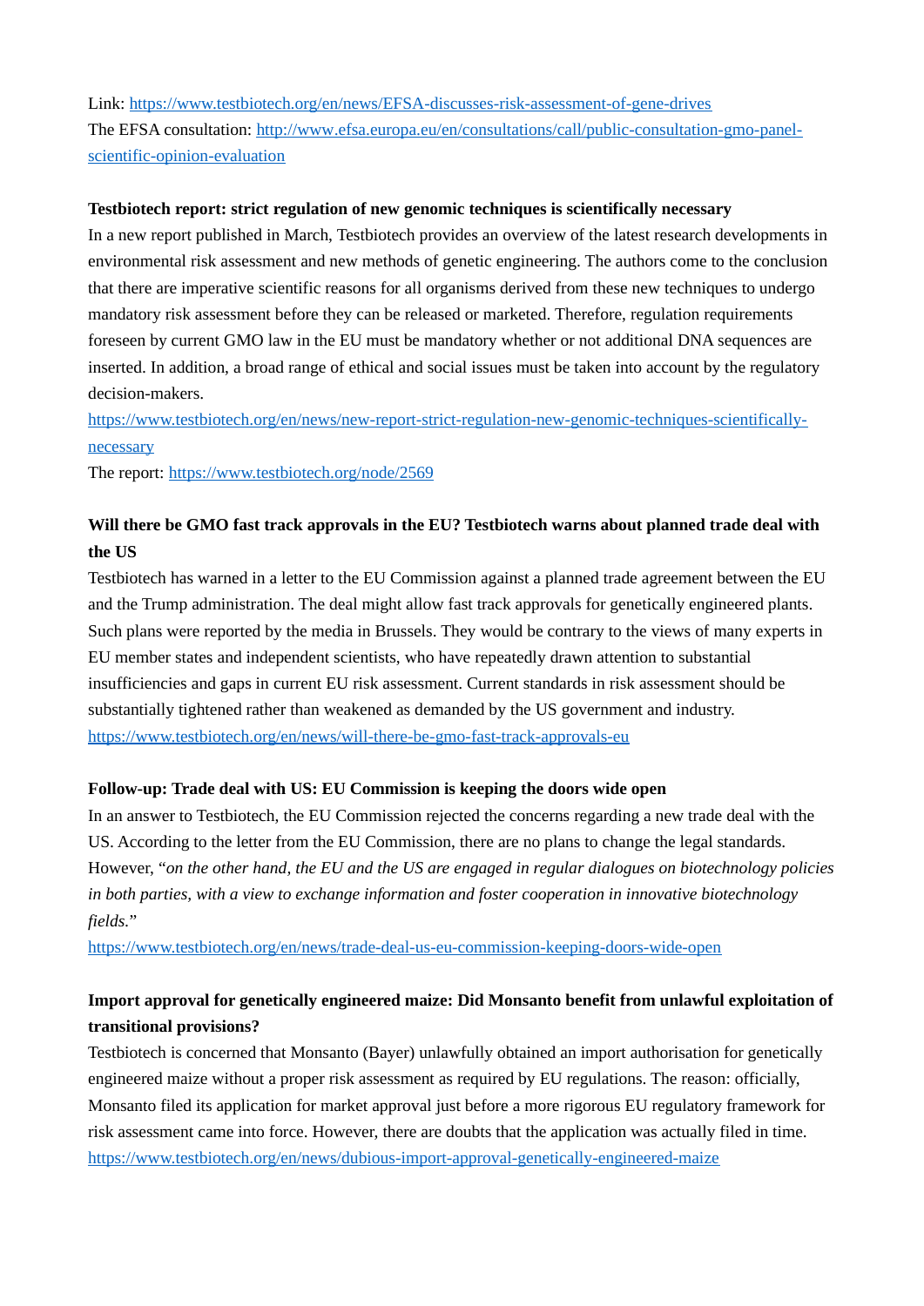Link: https://www.testbiotech.org/en/news/EFSA-discusses-risk-assessment-of-gene-drives
The EFSA consultation: http://www.efsa.europa.eu/en/consultations/call/public-consultation-gmo-panel-scientific-opinion-evaluation

**Testbiotech report: strict regulation of new genomic techniques is scientifically necessary**

In a new report published in March, Testbiotech provides an overview of the latest research developments in environmental risk assessment and new methods of genetic engineering. The authors come to the conclusion that there are imperative scientific reasons for all organisms derived from these new techniques to undergo mandatory risk assessment before they can be released or marketed. Therefore, regulation requirements foreseen by current GMO law in the EU must be mandatory whether or not additional DNA sequences are inserted. In addition, a broad range of ethical and social issues must be taken into account by the regulatory decision-makers.
https://www.testbiotech.org/en/news/new-report-strict-regulation-new-genomic-techniques-scientifically-necessary
The report: https://www.testbiotech.org/node/2569

**Will there be GMO fast track approvals in the EU? Testbiotech warns about planned trade deal with the US**

Testbiotech has warned in a letter to the EU Commission against a planned trade agreement between the EU and the Trump administration. The deal might allow fast track approvals for genetically engineered plants. Such plans were reported by the media in Brussels. They would be contrary to the views of many experts in EU member states and independent scientists, who have repeatedly drawn attention to substantial insufficiencies and gaps in current EU risk assessment. Current standards in risk assessment should be substantially tightened rather than weakened as demanded by the US government and industry.
https://www.testbiotech.org/en/news/will-there-be-gmo-fast-track-approvals-eu

**Follow-up: Trade deal with US: EU Commission is keeping the doors wide open**

In an answer to Testbiotech, the EU Commission rejected the concerns regarding a new trade deal with the US. According to the letter from the EU Commission, there are no plans to change the legal standards. However, "*on the other hand, the EU and the US are engaged in regular dialogues on biotechnology policies in both parties, with a view to exchange information and foster cooperation in innovative biotechnology fields*."
https://www.testbiotech.org/en/news/trade-deal-us-eu-commission-keeping-doors-wide-open

**Import approval for genetically engineered maize: Did Monsanto benefit from unlawful exploitation of transitional provisions?**

Testbiotech is concerned that Monsanto (Bayer) unlawfully obtained an import authorisation for genetically engineered maize without a proper risk assessment as required by EU regulations. The reason: officially, Monsanto filed its application for market approval just before a more rigorous EU regulatory framework for risk assessment came into force. However, there are doubts that the application was actually filed in time.
https://www.testbiotech.org/en/news/dubious-import-approval-genetically-engineered-maize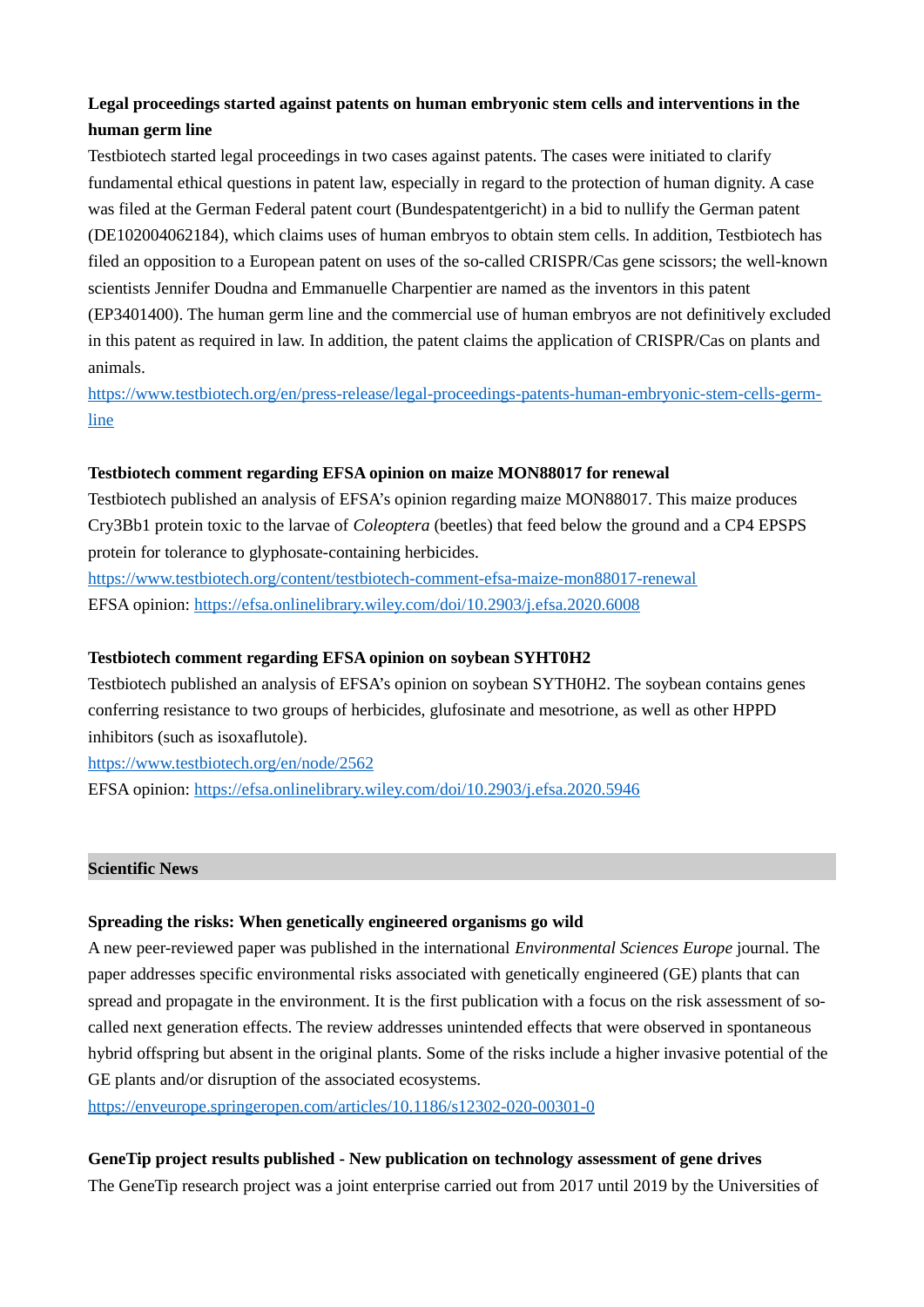**Legal proceedings started against patents on human embryonic stem cells and interventions in the human germ line**

Testbiotech started legal proceedings in two cases against patents. The cases were initiated to clarify fundamental ethical questions in patent law, especially in regard to the protection of human dignity. A case was filed at the German Federal patent court (Bundespatentgericht) in a bid to nullify the German patent (DE102004062184), which claims uses of human embryos to obtain stem cells. In addition, Testbiotech has filed an opposition to a European patent on uses of the so-called CRISPR/Cas gene scissors; the well-known scientists Jennifer Doudna and Emmanuelle Charpentier are named as the inventors in this patent (EP3401400). The human germ line and the commercial use of human embryos are not definitively excluded in this patent as required in law. In addition, the patent claims the application of CRISPR/Cas on plants and animals.

https://www.testbiotech.org/en/press-release/legal-proceedings-patents-human-embryonic-stem-cells-germ-line

**Testbiotech comment regarding EFSA opinion on maize MON88017 for renewal**

Testbiotech published an analysis of EFSA's opinion regarding maize MON88017. This maize produces Cry3Bb1 protein toxic to the larvae of *Coleoptera* (beetles) that feed below the ground and a CP4 EPSPS protein for tolerance to glyphosate-containing herbicides.

https://www.testbiotech.org/content/testbiotech-comment-efsa-maize-mon88017-renewal

EFSA opinion: https://efsa.onlinelibrary.wiley.com/doi/10.2903/j.efsa.2020.6008

**Testbiotech comment regarding EFSA opinion on soybean SYHT0H2**

Testbiotech published an analysis of EFSA's opinion on soybean SYTH0H2. The soybean contains genes conferring resistance to two groups of herbicides, glufosinate and mesotrione, as well as other HPPD inhibitors (such as isoxaflutole).

https://www.testbiotech.org/en/node/2562

EFSA opinion: https://efsa.onlinelibrary.wiley.com/doi/10.2903/j.efsa.2020.5946

## Scientific News

**Spreading the risks: When genetically engineered organisms go wild**

A new peer-reviewed paper was published in the international *Environmental Sciences Europe* journal. The paper addresses specific environmental risks associated with genetically engineered (GE) plants that can spread and propagate in the environment. It is the first publication with a focus on the risk assessment of so-called next generation effects. The review addresses unintended effects that were observed in spontaneous hybrid offspring but absent in the original plants. Some of the risks include a higher invasive potential of the GE plants and/or disruption of the associated ecosystems.

https://enveurope.springeropen.com/articles/10.1186/s12302-020-00301-0

**GeneTip project results published - New publication on technology assessment of gene drives**

The GeneTip research project was a joint enterprise carried out from 2017 until 2019 by the Universities of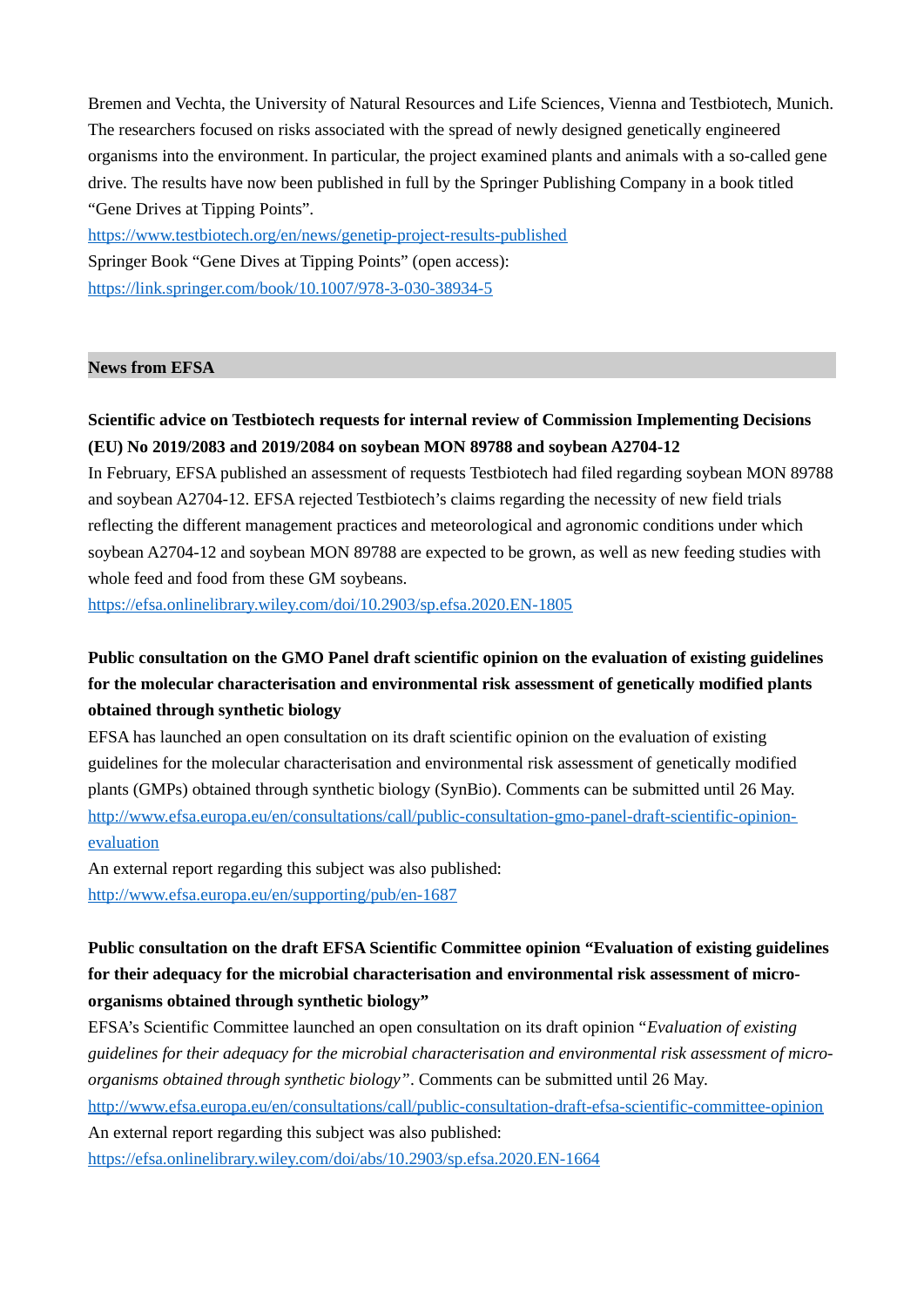Bremen and Vechta, the University of Natural Resources and Life Sciences, Vienna and Testbiotech, Munich. The researchers focused on risks associated with the spread of newly designed genetically engineered organisms into the environment. In particular, the project examined plants and animals with a so-called gene drive. The results have now been published in full by the Springer Publishing Company in a book titled "Gene Drives at Tipping Points".

https://www.testbiotech.org/en/news/genetip-project-results-published

Springer Book "Gene Dives at Tipping Points" (open access):

https://link.springer.com/book/10.1007/978-3-030-38934-5

## News from EFSA

**Scientific advice on Testbiotech requests for internal review of Commission Implementing Decisions (EU) No 2019/2083 and 2019/2084 on soybean MON 89788 and soybean A2704-12**

In February, EFSA published an assessment of requests Testbiotech had filed regarding soybean MON 89788 and soybean A2704-12. EFSA rejected Testbiotech's claims regarding the necessity of new field trials reflecting the different management practices and meteorological and agronomic conditions under which soybean A2704-12 and soybean MON 89788 are expected to be grown, as well as new feeding studies with whole feed and food from these GM soybeans.

https://efsa.onlinelibrary.wiley.com/doi/10.2903/sp.efsa.2020.EN-1805

**Public consultation on the GMO Panel draft scientific opinion on the evaluation of existing guidelines for the molecular characterisation and environmental risk assessment of genetically modified plants obtained through synthetic biology**

EFSA has launched an open consultation on its draft scientific opinion on the evaluation of existing guidelines for the molecular characterisation and environmental risk assessment of genetically modified plants (GMPs) obtained through synthetic biology (SynBio). Comments can be submitted until 26 May.

http://www.efsa.europa.eu/en/consultations/call/public-consultation-gmo-panel-draft-scientific-opinion-evaluation

An external report regarding this subject was also published:

http://www.efsa.europa.eu/en/supporting/pub/en-1687

**Public consultation on the draft EFSA Scientific Committee opinion "Evaluation of existing guidelines for their adequacy for the microbial characterisation and environmental risk assessment of micro-organisms obtained through synthetic biology"**

EFSA's Scientific Committee launched an open consultation on its draft opinion "*Evaluation of existing guidelines for their adequacy for the microbial characterisation and environmental risk assessment of micro-organisms obtained through synthetic biology*". Comments can be submitted until 26 May.

http://www.efsa.europa.eu/en/consultations/call/public-consultation-draft-efsa-scientific-committee-opinion

An external report regarding this subject was also published:

https://efsa.onlinelibrary.wiley.com/doi/abs/10.2903/sp.efsa.2020.EN-1664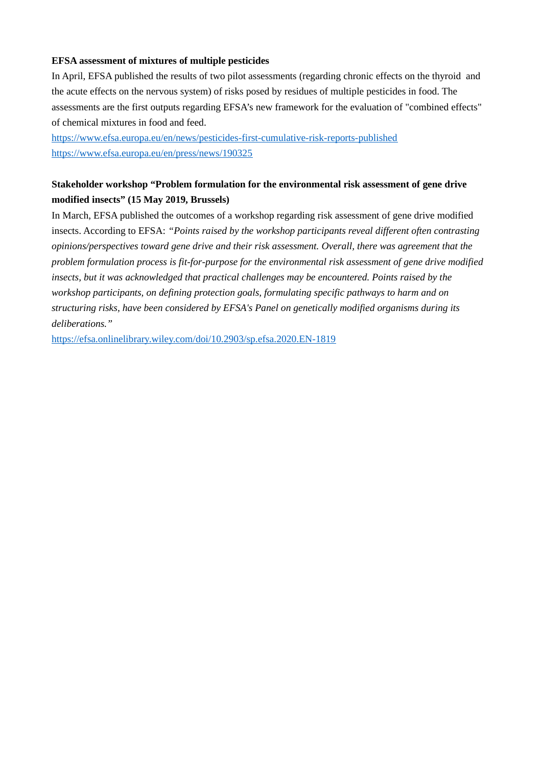**EFSA assessment of mixtures of multiple pesticides**

In April, EFSA published the results of two pilot assessments (regarding chronic effects on the thyroid and the acute effects on the nervous system) of risks posed by residues of multiple pesticides in food. The assessments are the first outputs regarding EFSA's new framework for the evaluation of "combined effects" of chemical mixtures in food and feed.

https://www.efsa.europa.eu/en/news/pesticides-first-cumulative-risk-reports-published
https://www.efsa.europa.eu/en/press/news/190325

**Stakeholder workshop "Problem formulation for the environmental risk assessment of gene drive modified insects" (15 May 2019, Brussels)**

In March, EFSA published the outcomes of a workshop regarding risk assessment of gene drive modified insects. According to EFSA: *"Points raised by the workshop participants reveal different often contrasting opinions/perspectives toward gene drive and their risk assessment. Overall, there was agreement that the problem formulation process is fit-for-purpose for the environmental risk assessment of gene drive modified insects, but it was acknowledged that practical challenges may be encountered. Points raised by the workshop participants, on defining protection goals, formulating specific pathways to harm and on structuring risks, have been considered by EFSA's Panel on genetically modified organisms during its deliberations."*

https://efsa.onlinelibrary.wiley.com/doi/10.2903/sp.efsa.2020.EN-1819